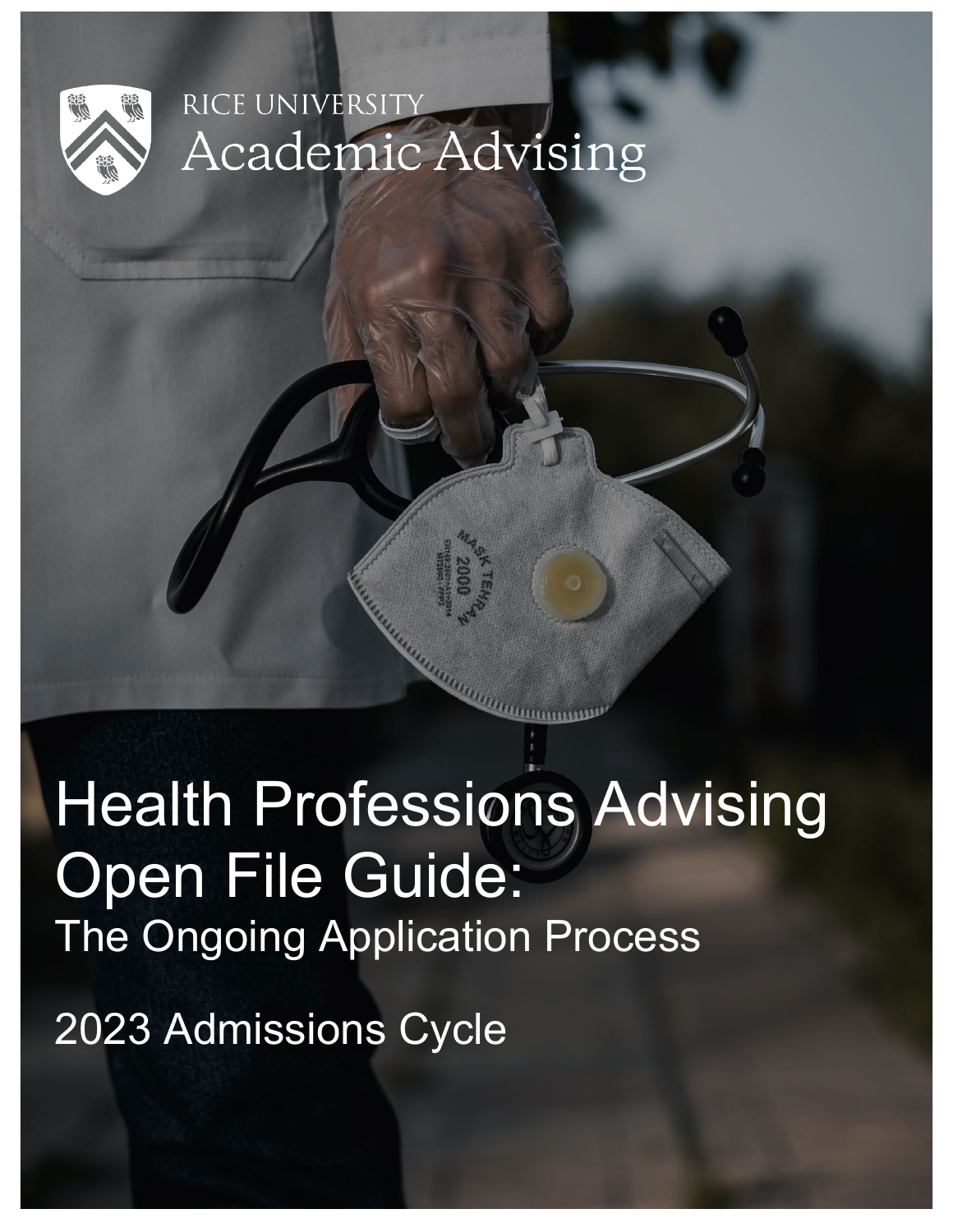RICE UNIVERSITY
Academic Advising

# Health Professions Advising Open File Guide:

## The Ongoing Application Process

2023 Admissions Cycle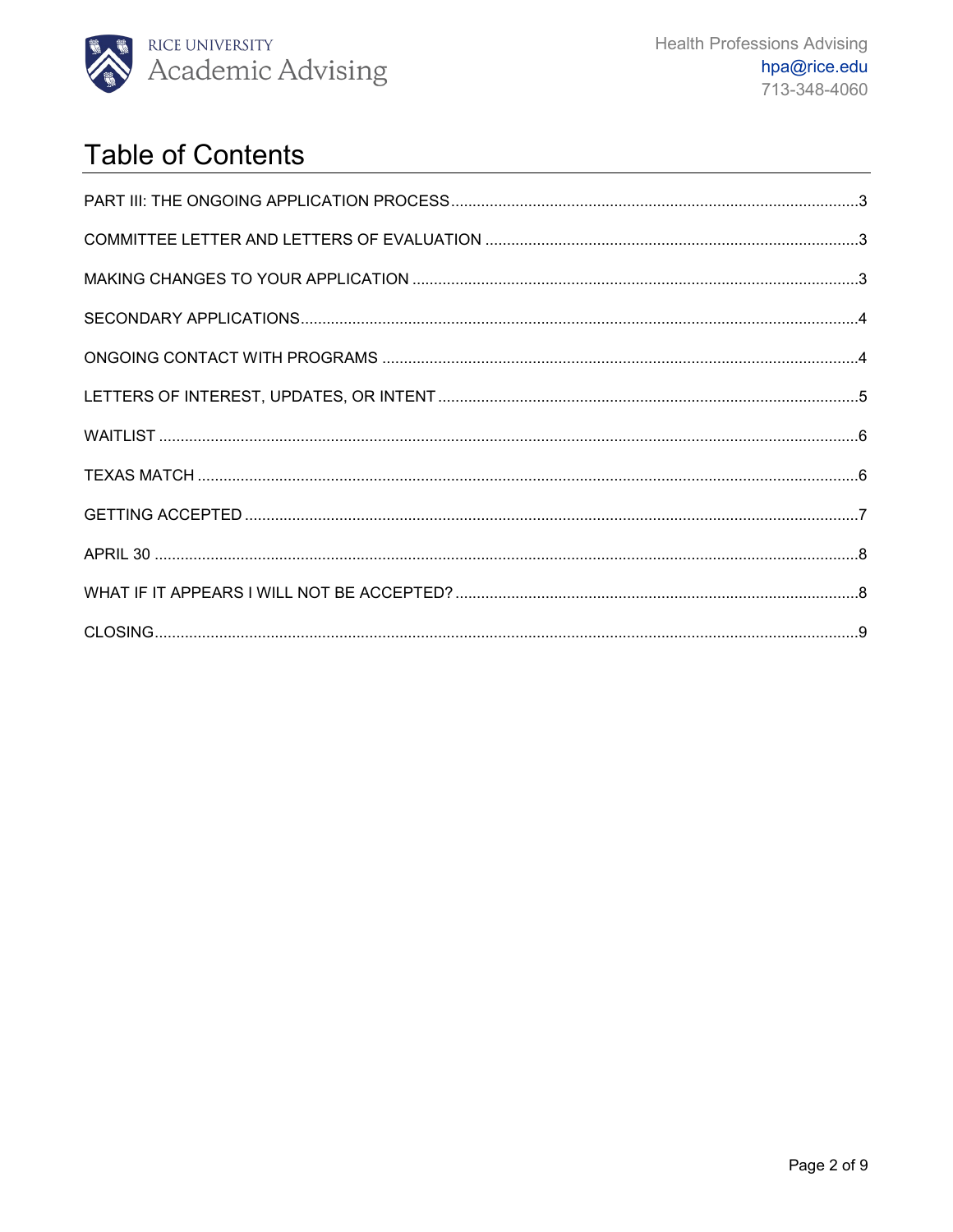# Table of Contents

PART III: THE ONGOING APPLICATION PROCESS ....................................... 3

COMMITTEE LETTER AND LETTERS OF EVALUATION ....................................... 3

MAKING CHANGES TO YOUR APPLICATION ....................................... 3

SECONDARY APPLICATIONS ....................................... 4

ONGOING CONTACT WITH PROGRAMS ....................................... 4

LETTERS OF INTEREST, UPDATES, OR INTENT ....................................... 5

WAITLIST ....................................... 6

TEXAS MATCH ....................................... 6

GETTING ACCEPTED ....................................... 7

APRIL 30 ....................................... 8

WHAT IF IT APPEARS I WILL NOT BE ACCEPTED? ....................................... 8

CLOSING ....................................... 9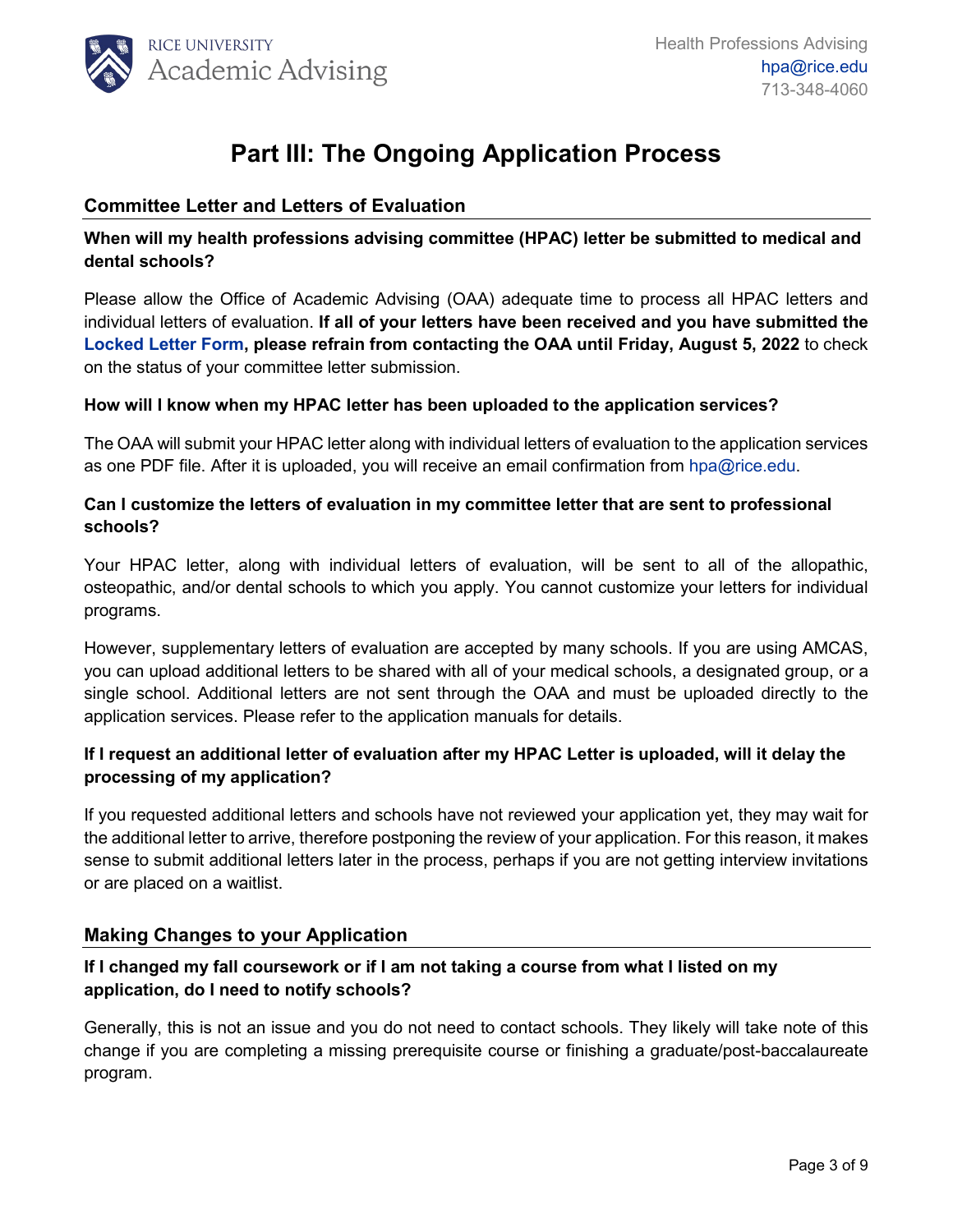# Part III: The Ongoing Application Process

## Committee Letter and Letters of Evaluation

**When will my health professions advising committee (HPAC) letter be submitted to medical and dental schools?**

Please allow the Office of Academic Advising (OAA) adequate time to process all HPAC letters and individual letters of evaluation. **If all of your letters have been received and you have submitted the Locked Letter Form, please refrain from contacting the OAA until Friday, August 5, 2022** to check on the status of your committee letter submission.

**How will I know when my HPAC letter has been uploaded to the application services?**

The OAA will submit your HPAC letter along with individual letters of evaluation to the application services as one PDF file. After it is uploaded, you will receive an email confirmation from hpa@rice.edu.

**Can I customize the letters of evaluation in my committee letter that are sent to professional schools?**

Your HPAC letter, along with individual letters of evaluation, will be sent to all of the allopathic, osteopathic, and/or dental schools to which you apply. You cannot customize your letters for individual programs.

However, supplementary letters of evaluation are accepted by many schools. If you are using AMCAS, you can upload additional letters to be shared with all of your medical schools, a designated group, or a single school. Additional letters are not sent through the OAA and must be uploaded directly to the application services. Please refer to the application manuals for details.

**If I request an additional letter of evaluation after my HPAC Letter is uploaded, will it delay the processing of my application?**

If you requested additional letters and schools have not reviewed your application yet, they may wait for the additional letter to arrive, therefore postponing the review of your application. For this reason, it makes sense to submit additional letters later in the process, perhaps if you are not getting interview invitations or are placed on a waitlist.

## Making Changes to your Application

**If I changed my fall coursework or if I am not taking a course from what I listed on my application, do I need to notify schools?**

Generally, this is not an issue and you do not need to contact schools. They likely will take note of this change if you are completing a missing prerequisite course or finishing a graduate/post-baccalaureate program.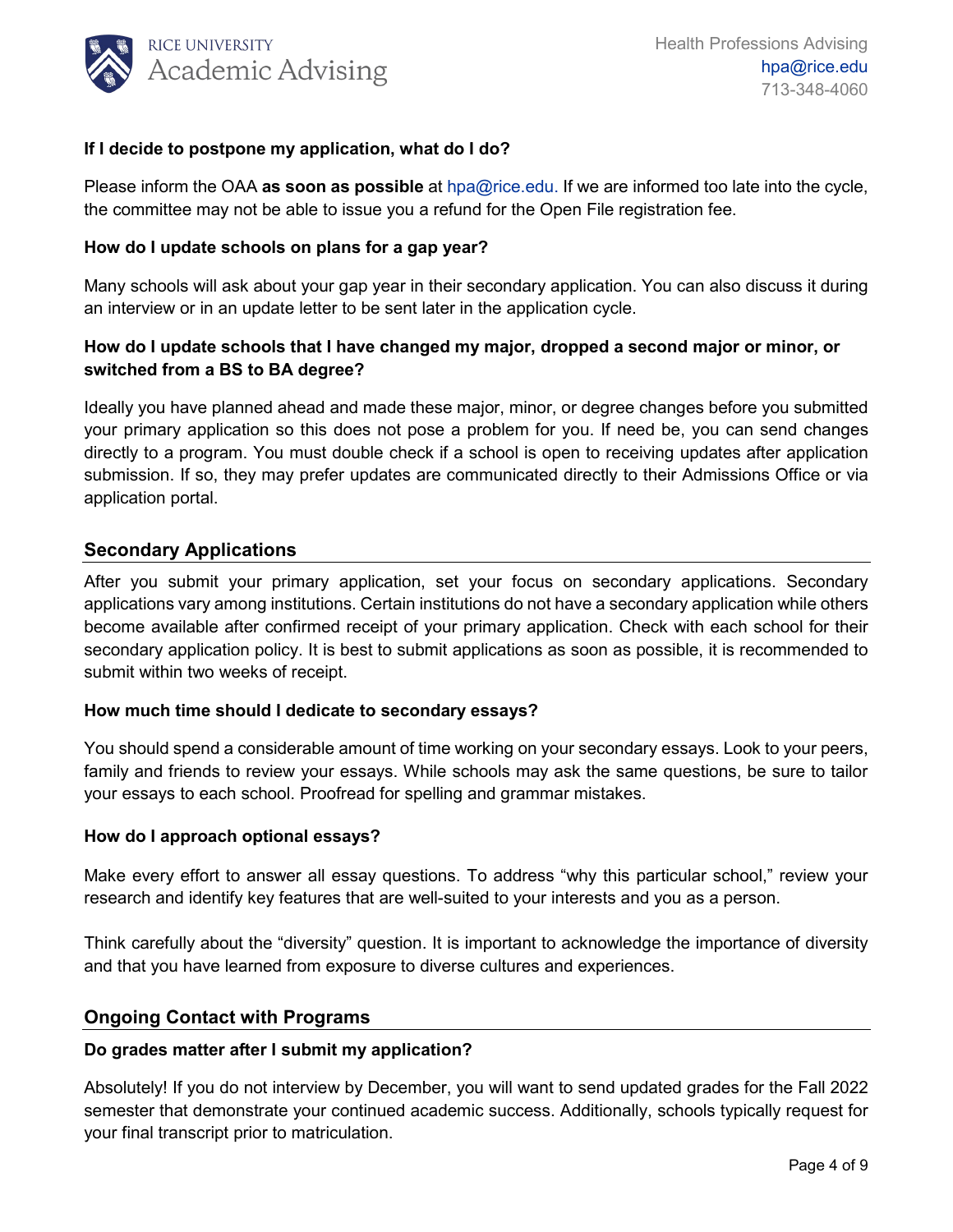**If I decide to postpone my application, what do I do?**

Please inform the OAA **as soon as possible** at hpa@rice.edu. If we are informed too late into the cycle, the committee may not be able to issue you a refund for the Open File registration fee.

**How do I update schools on plans for a gap year?**

Many schools will ask about your gap year in their secondary application. You can also discuss it during an interview or in an update letter to be sent later in the application cycle.

**How do I update schools that I have changed my major, dropped a second major or minor, or switched from a BS to BA degree?**

Ideally you have planned ahead and made these major, minor, or degree changes before you submitted your primary application so this does not pose a problem for you. If need be, you can send changes directly to a program. You must double check if a school is open to receiving updates after application submission. If so, they may prefer updates are communicated directly to their Admissions Office or via application portal.

## Secondary Applications

After you submit your primary application, set your focus on secondary applications. Secondary applications vary among institutions. Certain institutions do not have a secondary application while others become available after confirmed receipt of your primary application. Check with each school for their secondary application policy. It is best to submit applications as soon as possible, it is recommended to submit within two weeks of receipt.

**How much time should I dedicate to secondary essays?**

You should spend a considerable amount of time working on your secondary essays. Look to your peers, family and friends to review your essays. While schools may ask the same questions, be sure to tailor your essays to each school. Proofread for spelling and grammar mistakes.

**How do I approach optional essays?**

Make every effort to answer all essay questions. To address "why this particular school," review your research and identify key features that are well-suited to your interests and you as a person.

Think carefully about the "diversity" question. It is important to acknowledge the importance of diversity and that you have learned from exposure to diverse cultures and experiences.

## Ongoing Contact with Programs

**Do grades matter after I submit my application?**

Absolutely! If you do not interview by December, you will want to send updated grades for the Fall 2022 semester that demonstrate your continued academic success. Additionally, schools typically request for your final transcript prior to matriculation.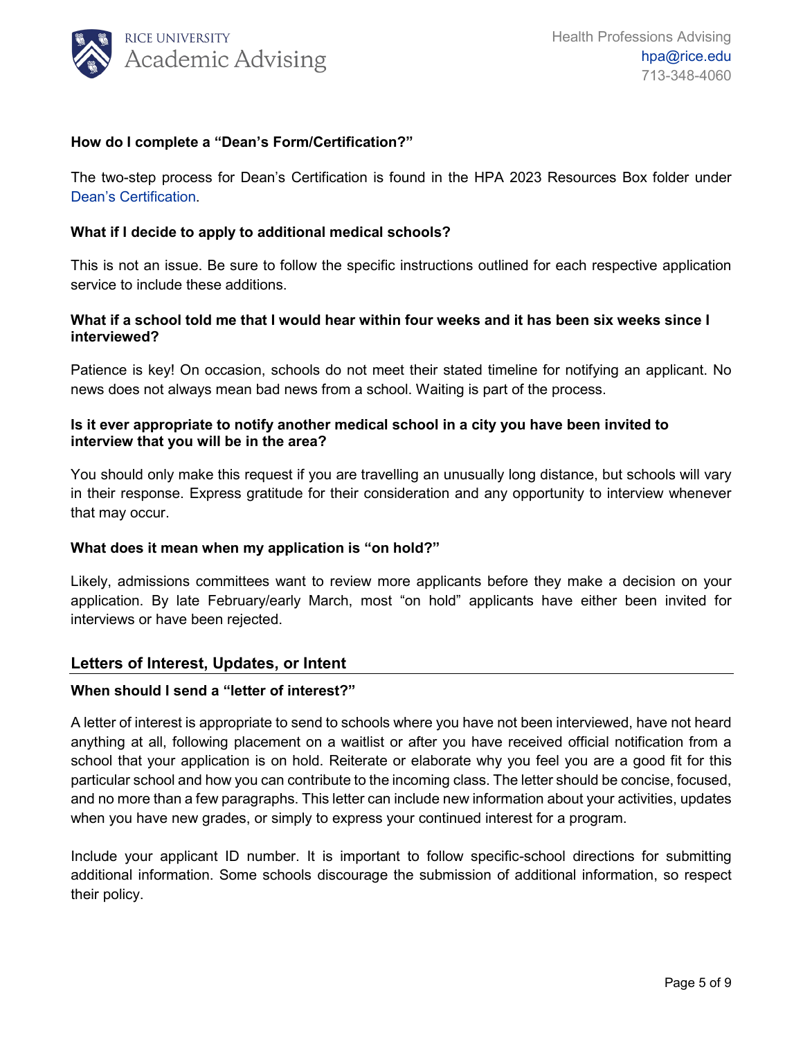**How do I complete a "Dean's Form/Certification?"**

The two-step process for Dean's Certification is found in the HPA 2023 Resources Box folder under Dean's Certification.

**What if I decide to apply to additional medical schools?**

This is not an issue. Be sure to follow the specific instructions outlined for each respective application service to include these additions.

**What if a school told me that I would hear within four weeks and it has been six weeks since I interviewed?**

Patience is key! On occasion, schools do not meet their stated timeline for notifying an applicant. No news does not always mean bad news from a school. Waiting is part of the process.

**Is it ever appropriate to notify another medical school in a city you have been invited to interview that you will be in the area?**

You should only make this request if you are travelling an unusually long distance, but schools will vary in their response. Express gratitude for their consideration and any opportunity to interview whenever that may occur.

**What does it mean when my application is "on hold?"**

Likely, admissions committees want to review more applicants before they make a decision on your application. By late February/early March, most "on hold" applicants have either been invited for interviews or have been rejected.

## Letters of Interest, Updates, or Intent

**When should I send a "letter of interest?"**

A letter of interest is appropriate to send to schools where you have not been interviewed, have not heard anything at all, following placement on a waitlist or after you have received official notification from a school that your application is on hold. Reiterate or elaborate why you feel you are a good fit for this particular school and how you can contribute to the incoming class. The letter should be concise, focused, and no more than a few paragraphs. This letter can include new information about your activities, updates when you have new grades, or simply to express your continued interest for a program.

Include your applicant ID number. It is important to follow specific-school directions for submitting additional information. Some schools discourage the submission of additional information, so respect their policy.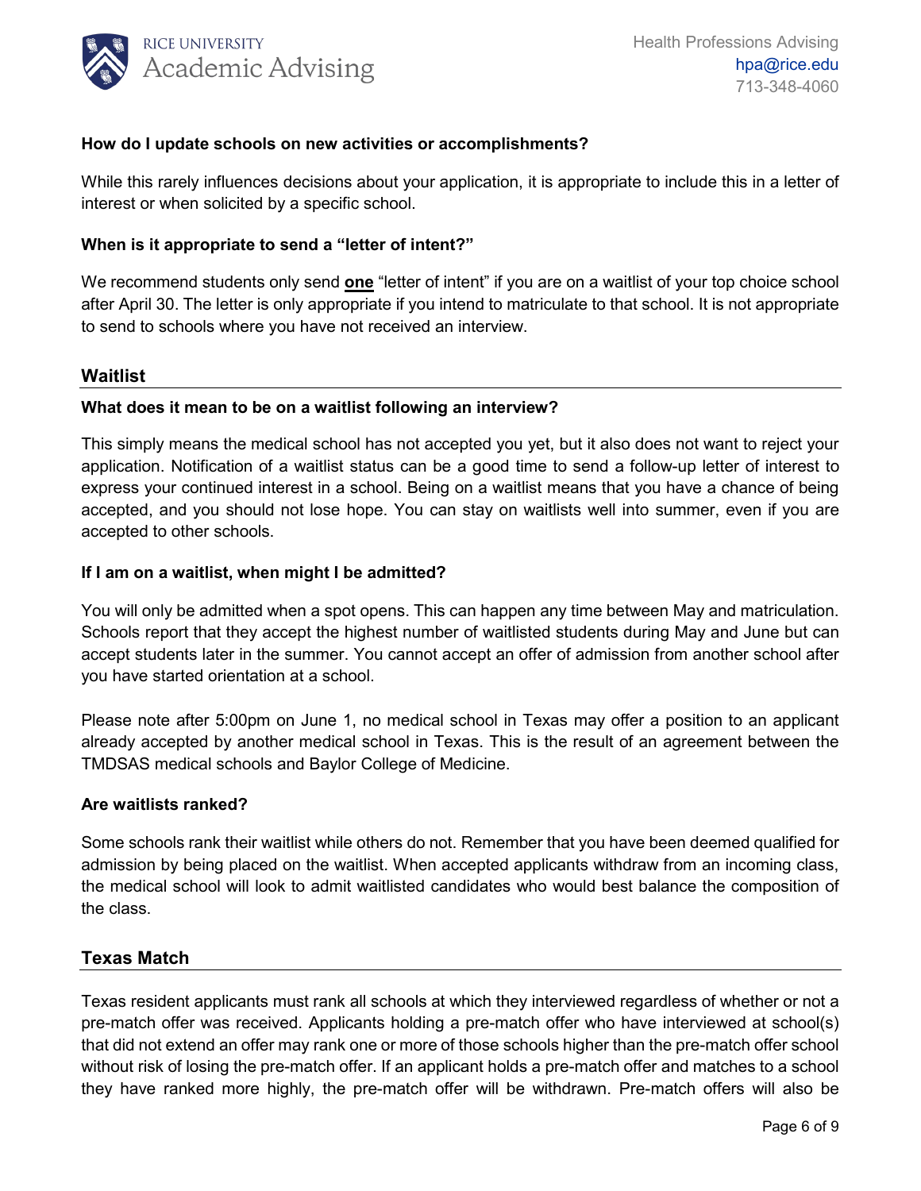**How do I update schools on new activities or accomplishments?**

While this rarely influences decisions about your application, it is appropriate to include this in a letter of interest or when solicited by a specific school.

**When is it appropriate to send a "letter of intent?"**

We recommend students only send **one** "letter of intent" if you are on a waitlist of your top choice school after April 30. The letter is only appropriate if you intend to matriculate to that school. It is not appropriate to send to schools where you have not received an interview.

## Waitlist

**What does it mean to be on a waitlist following an interview?**

This simply means the medical school has not accepted you yet, but it also does not want to reject your application. Notification of a waitlist status can be a good time to send a follow-up letter of interest to express your continued interest in a school. Being on a waitlist means that you have a chance of being accepted, and you should not lose hope. You can stay on waitlists well into summer, even if you are accepted to other schools.

**If I am on a waitlist, when might I be admitted?**

You will only be admitted when a spot opens. This can happen any time between May and matriculation. Schools report that they accept the highest number of waitlisted students during May and June but can accept students later in the summer. You cannot accept an offer of admission from another school after you have started orientation at a school.

Please note after 5:00pm on June 1, no medical school in Texas may offer a position to an applicant already accepted by another medical school in Texas. This is the result of an agreement between the TMDSAS medical schools and Baylor College of Medicine.

**Are waitlists ranked?**

Some schools rank their waitlist while others do not. Remember that you have been deemed qualified for admission by being placed on the waitlist. When accepted applicants withdraw from an incoming class, the medical school will look to admit waitlisted candidates who would best balance the composition of the class.

## Texas Match

Texas resident applicants must rank all schools at which they interviewed regardless of whether or not a pre-match offer was received. Applicants holding a pre-match offer who have interviewed at school(s) that did not extend an offer may rank one or more of those schools higher than the pre-match offer school without risk of losing the pre-match offer. If an applicant holds a pre-match offer and matches to a school they have ranked more highly, the pre-match offer will be withdrawn. Pre-match offers will also be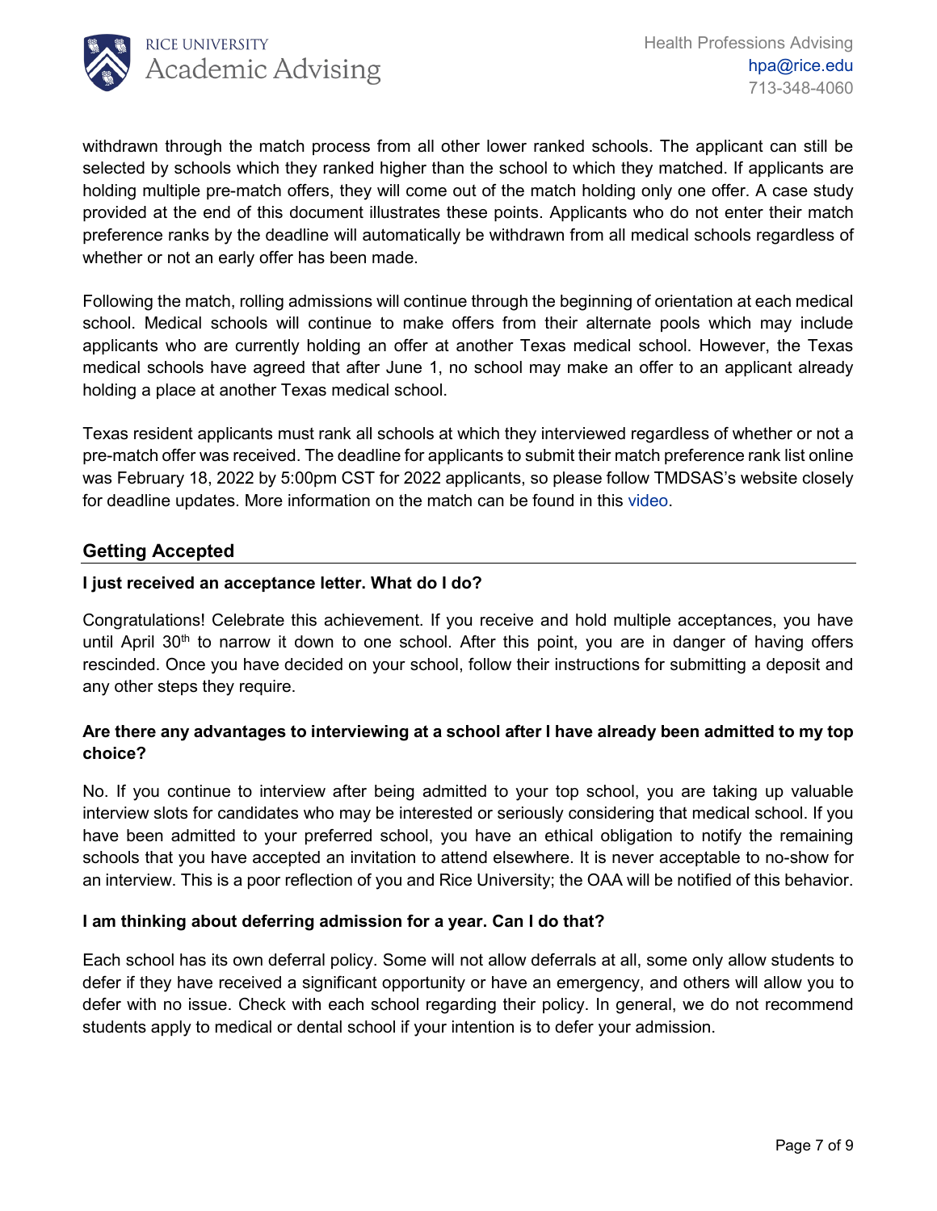withdrawn through the match process from all other lower ranked schools. The applicant can still be selected by schools which they ranked higher than the school to which they matched. If applicants are holding multiple pre-match offers, they will come out of the match holding only one offer. A case study provided at the end of this document illustrates these points. Applicants who do not enter their match preference ranks by the deadline will automatically be withdrawn from all medical schools regardless of whether or not an early offer has been made.

Following the match, rolling admissions will continue through the beginning of orientation at each medical school. Medical schools will continue to make offers from their alternate pools which may include applicants who are currently holding an offer at another Texas medical school. However, the Texas medical schools have agreed that after June 1, no school may make an offer to an applicant already holding a place at another Texas medical school.

Texas resident applicants must rank all schools at which they interviewed regardless of whether or not a pre-match offer was received. The deadline for applicants to submit their match preference rank list online was February 18, 2022 by 5:00pm CST for 2022 applicants, so please follow TMDSAS's website closely for deadline updates. More information on the match can be found in this video.

## Getting Accepted

### I just received an acceptance letter. What do I do?

Congratulations! Celebrate this achievement. If you receive and hold multiple acceptances, you have until April 30th to narrow it down to one school. After this point, you are in danger of having offers rescinded. Once you have decided on your school, follow their instructions for submitting a deposit and any other steps they require.

### Are there any advantages to interviewing at a school after I have already been admitted to my top choice?

No. If you continue to interview after being admitted to your top school, you are taking up valuable interview slots for candidates who may be interested or seriously considering that medical school. If you have been admitted to your preferred school, you have an ethical obligation to notify the remaining schools that you have accepted an invitation to attend elsewhere. It is never acceptable to no-show for an interview. This is a poor reflection of you and Rice University; the OAA will be notified of this behavior.

### I am thinking about deferring admission for a year. Can I do that?

Each school has its own deferral policy. Some will not allow deferrals at all, some only allow students to defer if they have received a significant opportunity or have an emergency, and others will allow you to defer with no issue. Check with each school regarding their policy. In general, we do not recommend students apply to medical or dental school if your intention is to defer your admission.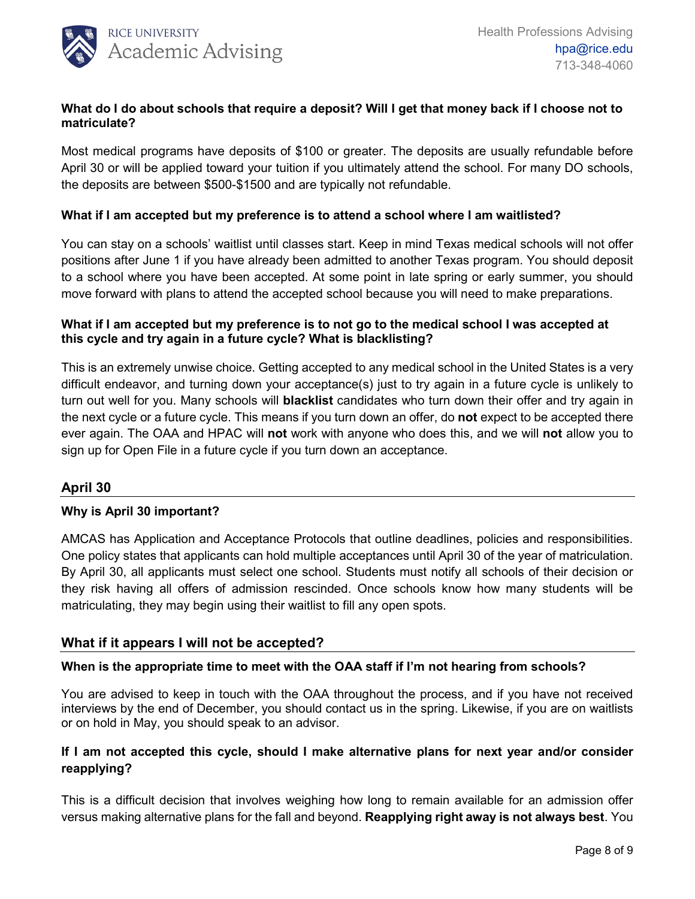**What do I do about schools that require a deposit? Will I get that money back if I choose not to matriculate?**

Most medical programs have deposits of $100 or greater. The deposits are usually refundable before April 30 or will be applied toward your tuition if you ultimately attend the school. For many DO schools, the deposits are between $500-$1500 and are typically not refundable.

**What if I am accepted but my preference is to attend a school where I am waitlisted?**

You can stay on a schools' waitlist until classes start. Keep in mind Texas medical schools will not offer positions after June 1 if you have already been admitted to another Texas program. You should deposit to a school where you have been accepted. At some point in late spring or early summer, you should move forward with plans to attend the accepted school because you will need to make preparations.

**What if I am accepted but my preference is to not go to the medical school I was accepted at this cycle and try again in a future cycle? What is blacklisting?**

This is an extremely unwise choice. Getting accepted to any medical school in the United States is a very difficult endeavor, and turning down your acceptance(s) just to try again in a future cycle is unlikely to turn out well for you. Many schools will **blacklist** candidates who turn down their offer and try again in the next cycle or a future cycle. This means if you turn down an offer, do **not** expect to be accepted there ever again. The OAA and HPAC will **not** work with anyone who does this, and we will **not** allow you to sign up for Open File in a future cycle if you turn down an acceptance.

## April 30

**Why is April 30 important?**

AMCAS has Application and Acceptance Protocols that outline deadlines, policies and responsibilities. One policy states that applicants can hold multiple acceptances until April 30 of the year of matriculation. By April 30, all applicants must select one school. Students must notify all schools of their decision or they risk having all offers of admission rescinded. Once schools know how many students will be matriculating, they may begin using their waitlist to fill any open spots.

## What if it appears I will not be accepted?

**When is the appropriate time to meet with the OAA staff if I'm not hearing from schools?**

You are advised to keep in touch with the OAA throughout the process, and if you have not received interviews by the end of December, you should contact us in the spring. Likewise, if you are on waitlists or on hold in May, you should speak to an advisor.

**If I am not accepted this cycle, should I make alternative plans for next year and/or consider reapplying?**

This is a difficult decision that involves weighing how long to remain available for an admission offer versus making alternative plans for the fall and beyond. **Reapplying right away is not always best**. You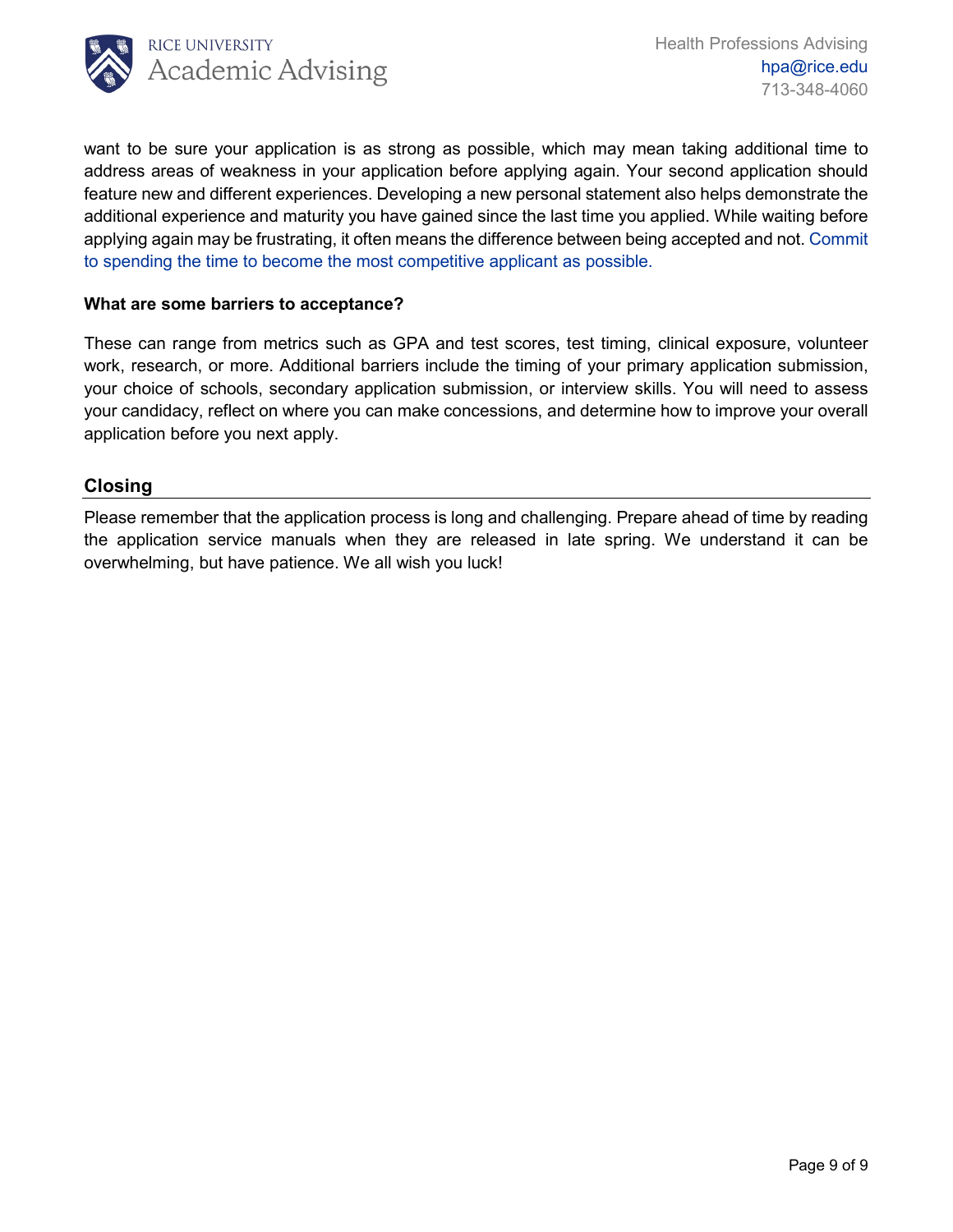want to be sure your application is as strong as possible, which may mean taking additional time to address areas of weakness in your application before applying again. Your second application should feature new and different experiences. Developing a new personal statement also helps demonstrate the additional experience and maturity you have gained since the last time you applied. While waiting before applying again may be frustrating, it often means the difference between being accepted and not. Commit to spending the time to become the most competitive applicant as possible.

**What are some barriers to acceptance?**

These can range from metrics such as GPA and test scores, test timing, clinical exposure, volunteer work, research, or more. Additional barriers include the timing of your primary application submission, your choice of schools, secondary application submission, or interview skills. You will need to assess your candidacy, reflect on where you can make concessions, and determine how to improve your overall application before you next apply.

## Closing

Please remember that the application process is long and challenging. Prepare ahead of time by reading the application service manuals when they are released in late spring. We understand it can be overwhelming, but have patience. We all wish you luck!